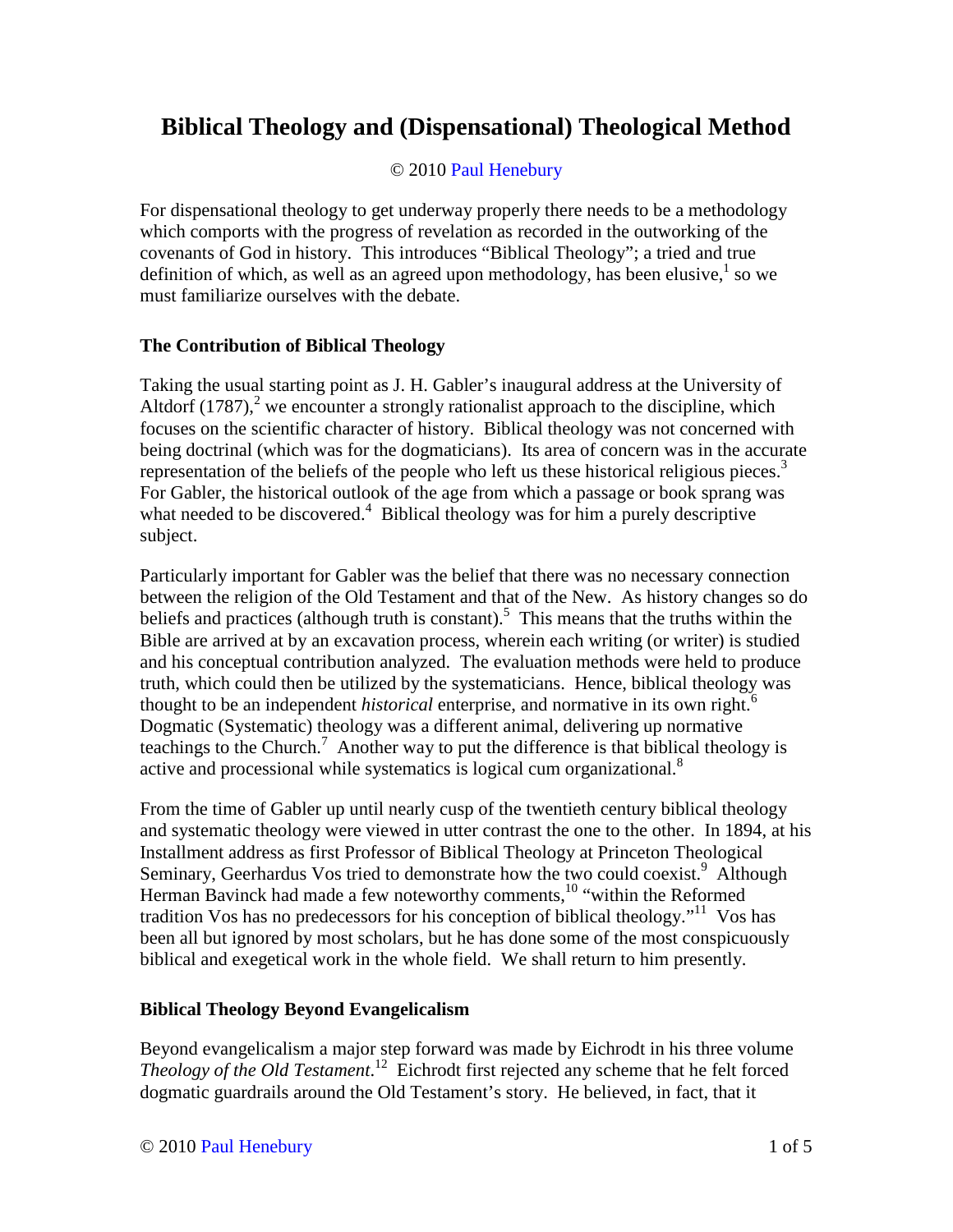# Biblical Theology and (Dispensational) Theological Method

© 2010 Paul Henebury

For dispensational theology to get underway properly there needs to be a methodology which comports with the progress of revelation as recorded in the outworking of the covenants of God in history. This introduces "Biblical Theology"; a tried and true definition of which, as well as an agreed upon methodology, has been elusive,[1] so we must familiarize ourselves with the debate.

### The Contribution of Biblical Theology

Taking the usual starting point as J. H. Gabler's inaugural address at the University of Altdorf (1787),[2] we encounter a strongly rationalist approach to the discipline, which focuses on the scientific character of history. Biblical theology was not concerned with being doctrinal (which was for the dogmaticians). Its area of concern was in the accurate representation of the beliefs of the people who left us these historical religious pieces.[3] For Gabler, the historical outlook of the age from which a passage or book sprang was what needed to be discovered.[4] Biblical theology was for him a purely descriptive subject.

Particularly important for Gabler was the belief that there was no necessary connection between the religion of the Old Testament and that of the New. As history changes so do beliefs and practices (although truth is constant).[5] This means that the truths within the Bible are arrived at by an excavation process, wherein each writing (or writer) is studied and his conceptual contribution analyzed. The evaluation methods were held to produce truth, which could then be utilized by the systematicians. Hence, biblical theology was thought to be an independent *historical* enterprise, and normative in its own right.[6] Dogmatic (Systematic) theology was a different animal, delivering up normative teachings to the Church.[7] Another way to put the difference is that biblical theology is active and processional while systematics is logical cum organizational.[8]

From the time of Gabler up until nearly cusp of the twentieth century biblical theology and systematic theology were viewed in utter contrast the one to the other. In 1894, at his Installment address as first Professor of Biblical Theology at Princeton Theological Seminary, Geerhardus Vos tried to demonstrate how the two could coexist.[9] Although Herman Bavinck had made a few noteworthy comments,[10] "within the Reformed tradition Vos has no predecessors for his conception of biblical theology."[11] Vos has been all but ignored by most scholars, but he has done some of the most conspicuously biblical and exegetical work in the whole field. We shall return to him presently.

### Biblical Theology Beyond Evangelicalism

Beyond evangelicalism a major step forward was made by Eichrodt in his three volume *Theology of the Old Testament.*[12] Eichrodt first rejected any scheme that he felt forced dogmatic guardrails around the Old Testament's story. He believed, in fact, that it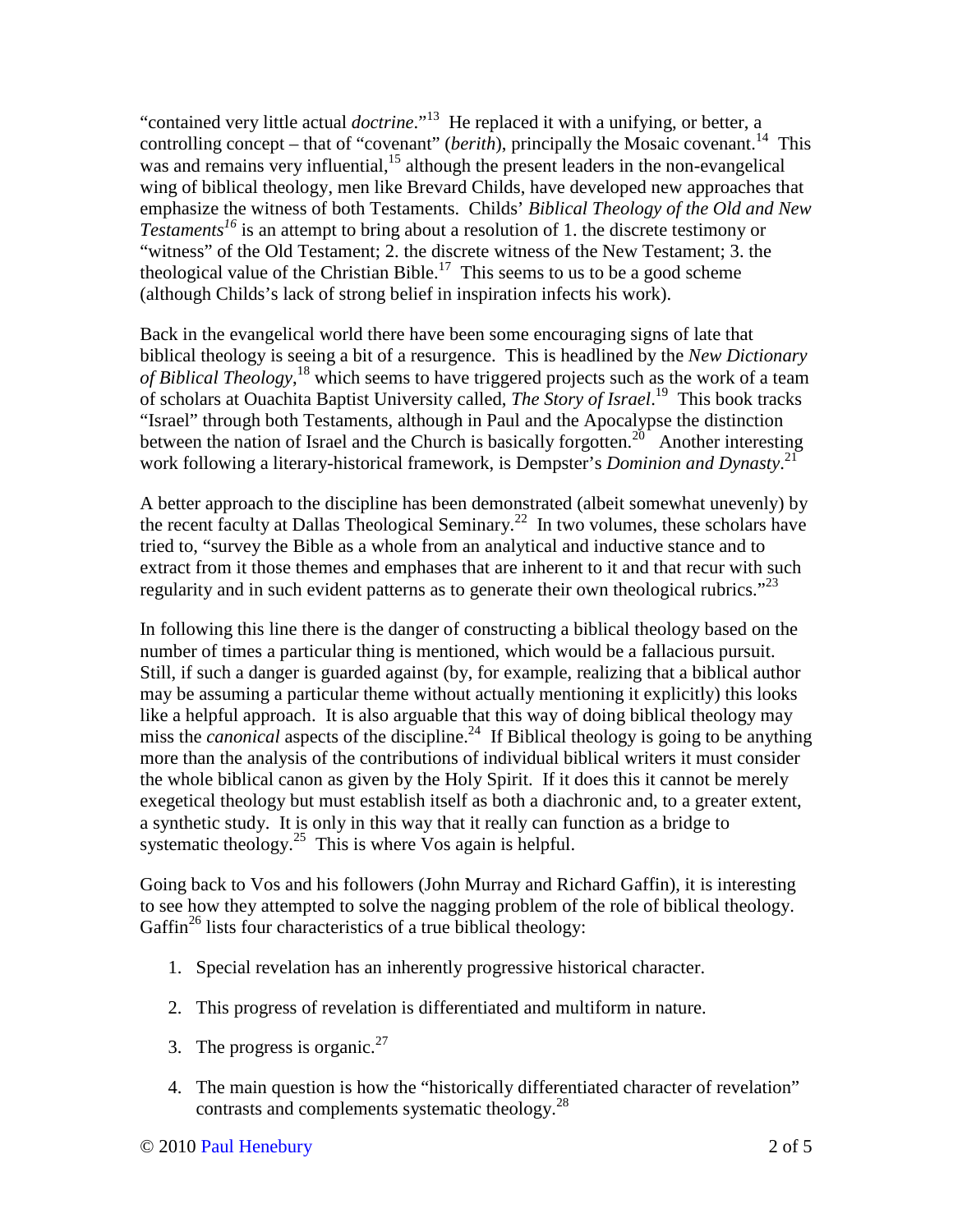"contained very little actual *doctrine*."[13] He replaced it with a unifying, or better, a controlling concept – that of "covenant" (*berith*), principally the Mosaic covenant.[14] This was and remains very influential,[15] although the present leaders in the non-evangelical wing of biblical theology, men like Brevard Childs, have developed new approaches that emphasize the witness of both Testaments. Childs' *Biblical Theology of the Old and New Testaments*[16] is an attempt to bring about a resolution of 1. the discrete testimony or "witness" of the Old Testament; 2. the discrete witness of the New Testament; 3. the theological value of the Christian Bible.[17] This seems to us to be a good scheme (although Childs's lack of strong belief in inspiration infects his work).

Back in the evangelical world there have been some encouraging signs of late that biblical theology is seeing a bit of a resurgence. This is headlined by the *New Dictionary of Biblical Theology*,[18] which seems to have triggered projects such as the work of a team of scholars at Ouachita Baptist University called, *The Story of Israel*.[19] This book tracks "Israel" through both Testaments, although in Paul and the Apocalypse the distinction between the nation of Israel and the Church is basically forgotten.[20] Another interesting work following a literary-historical framework, is Dempster's *Dominion and Dynasty*.[21]

A better approach to the discipline has been demonstrated (albeit somewhat unevenly) by the recent faculty at Dallas Theological Seminary.[22] In two volumes, these scholars have tried to, "survey the Bible as a whole from an analytical and inductive stance and to extract from it those themes and emphases that are inherent to it and that recur with such regularity and in such evident patterns as to generate their own theological rubrics."[23]

In following this line there is the danger of constructing a biblical theology based on the number of times a particular thing is mentioned, which would be a fallacious pursuit. Still, if such a danger is guarded against (by, for example, realizing that a biblical author may be assuming a particular theme without actually mentioning it explicitly) this looks like a helpful approach. It is also arguable that this way of doing biblical theology may miss the *canonical* aspects of the discipline.[24] If Biblical theology is going to be anything more than the analysis of the contributions of individual biblical writers it must consider the whole biblical canon as given by the Holy Spirit. If it does this it cannot be merely exegetical theology but must establish itself as both a diachronic and, to a greater extent, a synthetic study. It is only in this way that it really can function as a bridge to systematic theology.[25] This is where Vos again is helpful.

Going back to Vos and his followers (John Murray and Richard Gaffin), it is interesting to see how they attempted to solve the nagging problem of the role of biblical theology. Gaffin[26] lists four characteristics of a true biblical theology:

1. Special revelation has an inherently progressive historical character.
2. This progress of revelation is differentiated and multiform in nature.
3. The progress is organic.[27]
4. The main question is how the "historically differentiated character of revelation" contrasts and complements systematic theology.[28]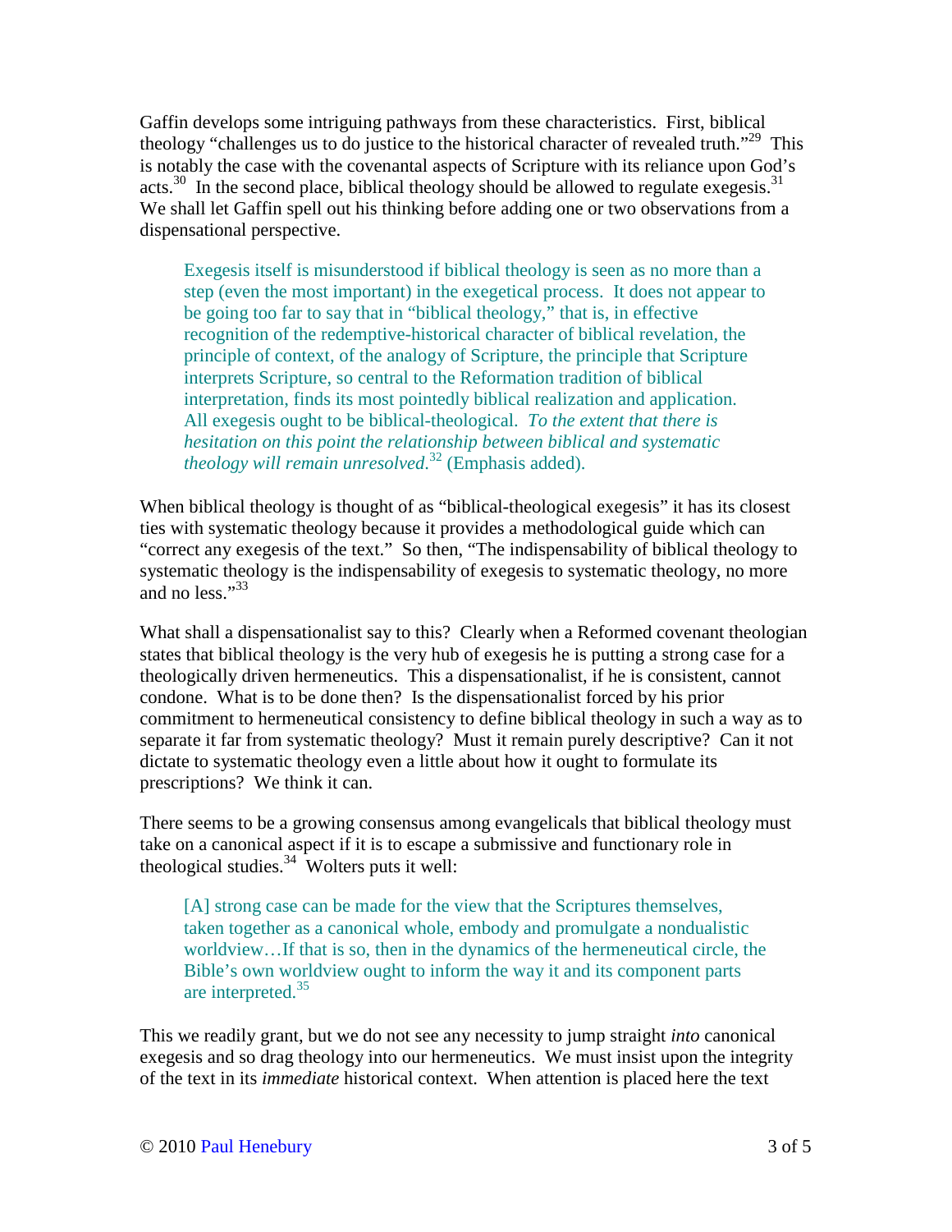Gaffin develops some intriguing pathways from these characteristics. First, biblical theology "challenges us to do justice to the historical character of revealed truth."[29] This is notably the case with the covenantal aspects of Scripture with its reliance upon God's acts.[30] In the second place, biblical theology should be allowed to regulate exegesis.[31] We shall let Gaffin spell out his thinking before adding one or two observations from a dispensational perspective.

> Exegesis itself is misunderstood if biblical theology is seen as no more than a step (even the most important) in the exegetical process. It does not appear to be going too far to say that in "biblical theology," that is, in effective recognition of the redemptive-historical character of biblical revelation, the principle of context, of the analogy of Scripture, the principle that Scripture interprets Scripture, so central to the Reformation tradition of biblical interpretation, finds its most pointedly biblical realization and application. All exegesis ought to be biblical-theological. *To the extent that there is hesitation on this point the relationship between biblical and systematic theology will remain unresolved*.[32] (Emphasis added).

When biblical theology is thought of as "biblical-theological exegesis" it has its closest ties with systematic theology because it provides a methodological guide which can "correct any exegesis of the text." So then, "The indispensability of biblical theology to systematic theology is the indispensability of exegesis to systematic theology, no more and no less."[33]

What shall a dispensationalist say to this? Clearly when a Reformed covenant theologian states that biblical theology is the very hub of exegesis he is putting a strong case for a theologically driven hermeneutics. This a dispensationalist, if he is consistent, cannot condone. What is to be done then? Is the dispensationalist forced by his prior commitment to hermeneutical consistency to define biblical theology in such a way as to separate it far from systematic theology? Must it remain purely descriptive? Can it not dictate to systematic theology even a little about how it ought to formulate its prescriptions? We think it can.

There seems to be a growing consensus among evangelicals that biblical theology must take on a canonical aspect if it is to escape a submissive and functionary role in theological studies.[34] Wolters puts it well:

> [A] strong case can be made for the view that the Scriptures themselves, taken together as a canonical whole, embody and promulgate a nondualistic worldview…If that is so, then in the dynamics of the hermeneutical circle, the Bible's own worldview ought to inform the way it and its component parts are interpreted.[35]

This we readily grant, but we do not see any necessity to jump straight *into* canonical exegesis and so drag theology into our hermeneutics. We must insist upon the integrity of the text in its *immediate* historical context. When attention is placed here the text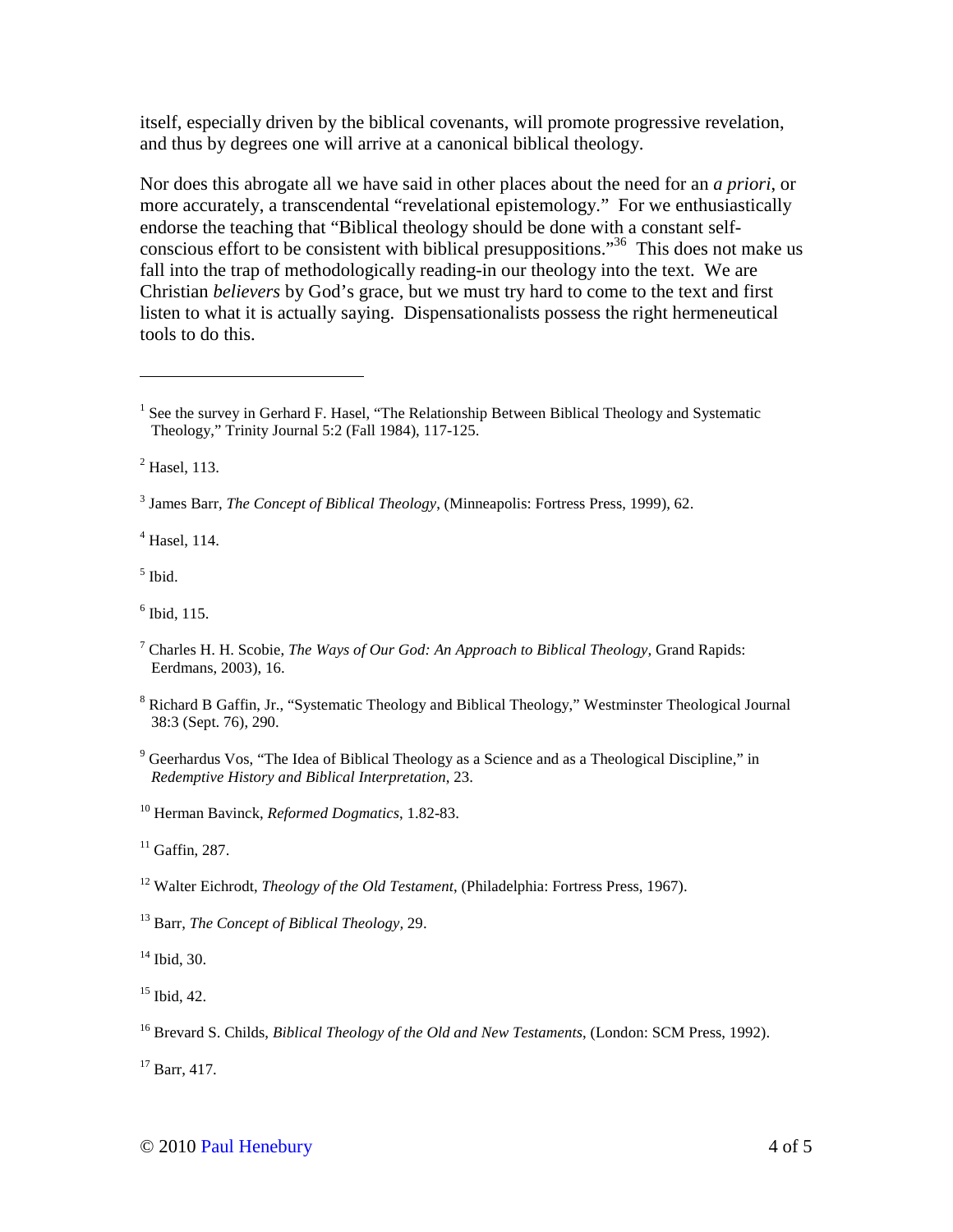itself, especially driven by the biblical covenants, will promote progressive revelation, and thus by degrees one will arrive at a canonical biblical theology.

Nor does this abrogate all we have said in other places about the need for an *a priori*, or more accurately, a transcendental "revelational epistemology." For we enthusiastically endorse the teaching that "Biblical theology should be done with a constant self-conscious effort to be consistent with biblical presuppositions."[36] This does not make us fall into the trap of methodologically reading-in our theology into the text. We are Christian *believers* by God's grace, but we must try hard to come to the text and first listen to what it is actually saying. Dispensationalists possess the right hermeneutical tools to do this.

---

[1] See the survey in Gerhard F. Hasel, "The Relationship Between Biblical Theology and Systematic Theology," Trinity Journal 5:2 (Fall 1984), 117-125.

[2] Hasel, 113.

[3] James Barr, *The Concept of Biblical Theology*, (Minneapolis: Fortress Press, 1999), 62.

[4] Hasel, 114.

[5] Ibid.

[6] Ibid, 115.

[7] Charles H. H. Scobie, *The Ways of Our God: An Approach to Biblical Theology*, Grand Rapids: Eerdmans, 2003), 16.

[8] Richard B Gaffin, Jr., "Systematic Theology and Biblical Theology," Westminster Theological Journal 38:3 (Sept. 76), 290.

[9] Geerhardus Vos, "The Idea of Biblical Theology as a Science and as a Theological Discipline," in *Redemptive History and Biblical Interpretation*, 23.

[10] Herman Bavinck, *Reformed Dogmatics*, 1.82-83.

[11] Gaffin, 287.

[12] Walter Eichrodt, *Theology of the Old Testament*, (Philadelphia: Fortress Press, 1967).

[13] Barr, *The Concept of Biblical Theology*, 29.

[14] Ibid, 30.

[15] Ibid, 42.

[16] Brevard S. Childs, *Biblical Theology of the Old and New Testaments*, (London: SCM Press, 1992).

[17] Barr, 417.

© 2010 Paul Henebury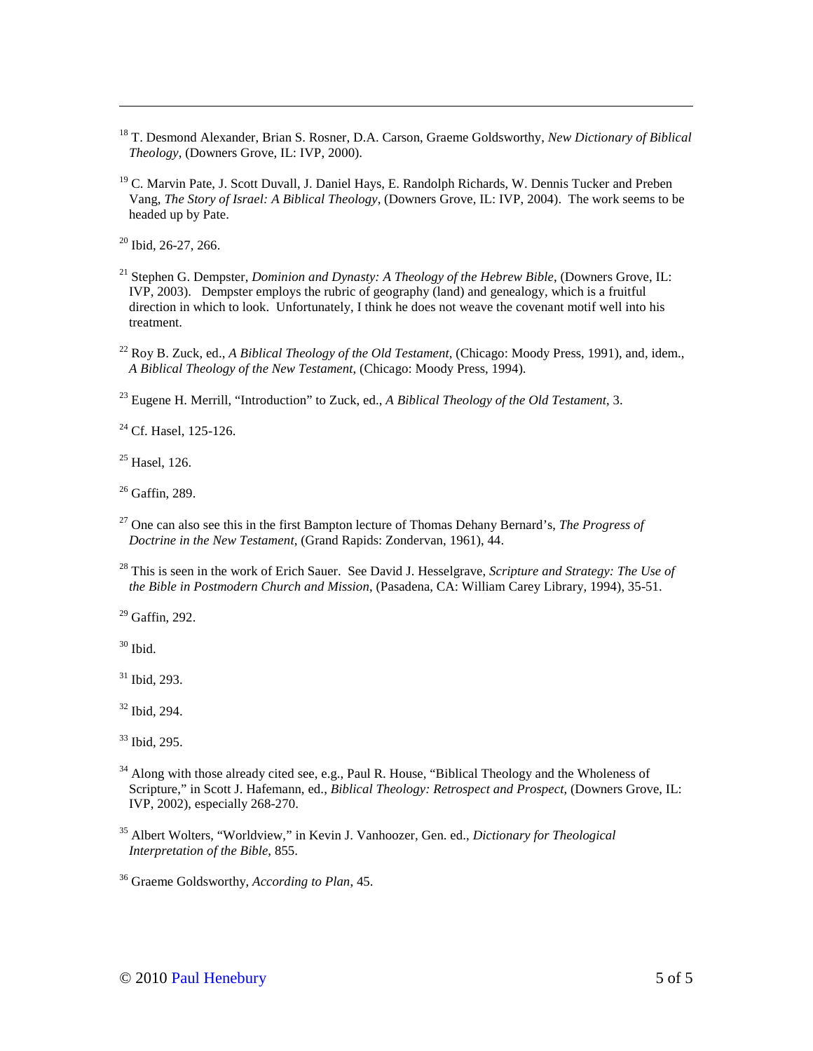[18] T. Desmond Alexander, Brian S. Rosner, D.A. Carson, Graeme Goldsworthy, *New Dictionary of Biblical Theology*, (Downers Grove, IL: IVP, 2000).

[19] C. Marvin Pate, J. Scott Duvall, J. Daniel Hays, E. Randolph Richards, W. Dennis Tucker and Preben Vang, *The Story of Israel: A Biblical Theology*, (Downers Grove, IL: IVP, 2004). The work seems to be headed up by Pate.

[20] Ibid, 26-27, 266.

[21] Stephen G. Dempster, *Dominion and Dynasty: A Theology of the Hebrew Bible*, (Downers Grove, IL: IVP, 2003). Dempster employs the rubric of geography (land) and genealogy, which is a fruitful direction in which to look. Unfortunately, I think he does not weave the covenant motif well into his treatment.

[22] Roy B. Zuck, ed., *A Biblical Theology of the Old Testament*, (Chicago: Moody Press, 1991), and, idem., *A Biblical Theology of the New Testament*, (Chicago: Moody Press, 1994).

[23] Eugene H. Merrill, "Introduction" to Zuck, ed., *A Biblical Theology of the Old Testament*, 3.

[24] Cf. Hasel, 125-126.

[25] Hasel, 126.

[26] Gaffin, 289.

[27] One can also see this in the first Bampton lecture of Thomas Dehany Bernard's, *The Progress of Doctrine in the New Testament*, (Grand Rapids: Zondervan, 1961), 44.

[28] This is seen in the work of Erich Sauer. See David J. Hesselgrave, *Scripture and Strategy: The Use of the Bible in Postmodern Church and Mission*, (Pasadena, CA: William Carey Library, 1994), 35-51.

[29] Gaffin, 292.

[30] Ibid.

[31] Ibid, 293.

[32] Ibid, 294.

[33] Ibid, 295.

[34] Along with those already cited see, e.g., Paul R. House, "Biblical Theology and the Wholeness of Scripture," in Scott J. Hafemann, ed., *Biblical Theology: Retrospect and Prospect*, (Downers Grove, IL: IVP, 2002), especially 268-270.

[35] Albert Wolters, "Worldview," in Kevin J. Vanhoozer, Gen. ed., *Dictionary for Theological Interpretation of the Bible*, 855.

[36] Graeme Goldsworthy, *According to Plan*, 45.

© 2010 Paul Henebury